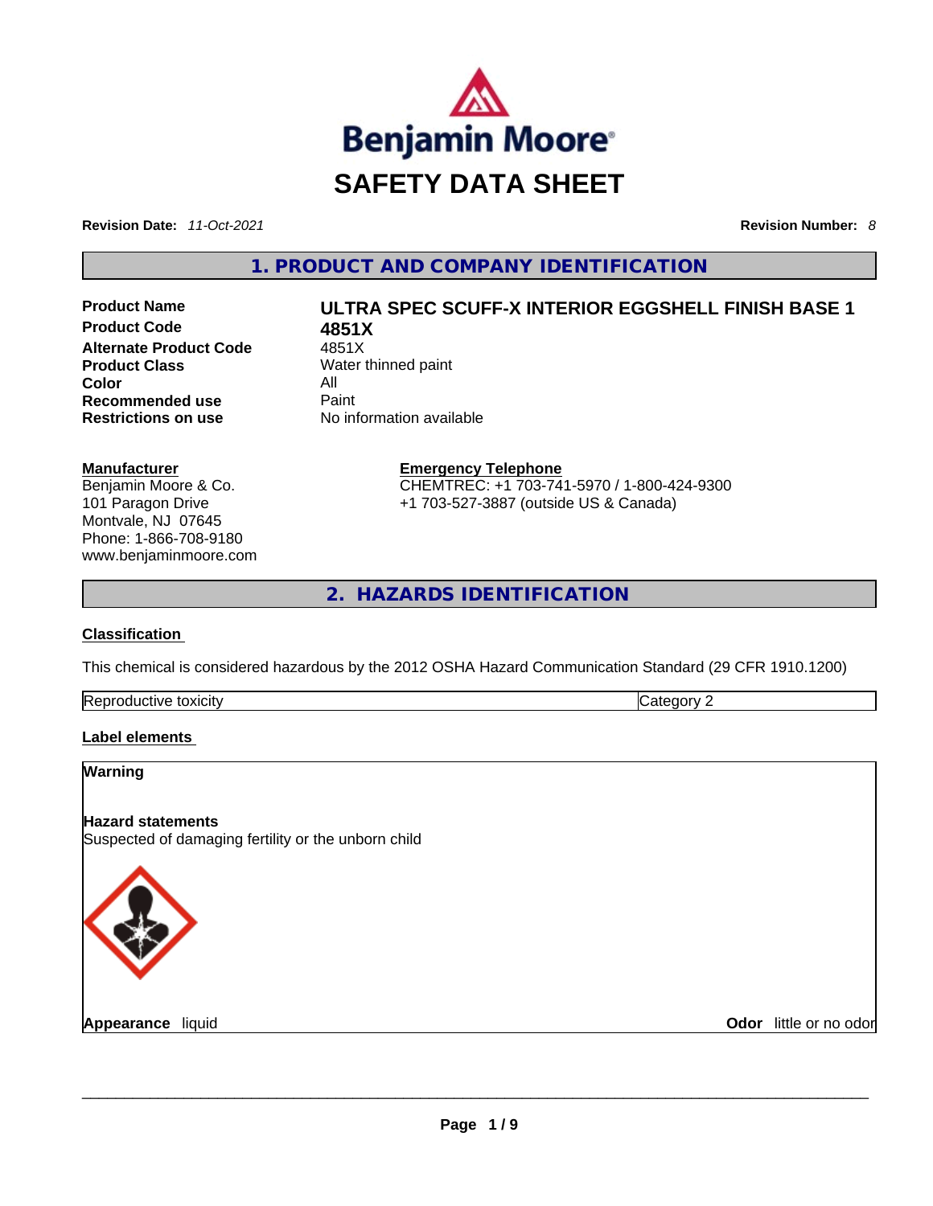# SAFETY DATA SHEET

**Revision Date:** *11-Oct-2021* **Revision Number:** *8*

## 1. PRODUCT AND COMPANY IDENTIFICATION

| | |
|---|---|
| **Product Name** | **ULTRA SPEC SCUFF-X INTERIOR EGGSHELL FINISH BASE 1** |
| **Product Code** | **4851X** |
| **Alternate Product Code** | 4851X |
| **Product Class** | Water thinned paint |
| **Color** | All |
| **Recommended use** | Paint |
| **Restrictions on use** | No information available |

**Manufacturer**
Benjamin Moore & Co.
101 Paragon Drive
Montvale, NJ 07645
Phone: 1-866-708-9180
www.benjaminmoore.com

**Emergency Telephone**
CHEMTREC: +1 703-741-5970 / 1-800-424-9300
+1 703-527-3887 (outside US & Canada)

## 2. HAZARDS IDENTIFICATION

**Classification**

This chemical is considered hazardous by the 2012 OSHA Hazard Communication Standard (29 CFR 1910.1200)

| Reproductive toxicity | Category 2 |
|---|---|

**Label elements**

**Warning**

**Hazard statements**
Suspected of damaging fertility or the unborn child

**Appearance** liquid **Odor** little or no odor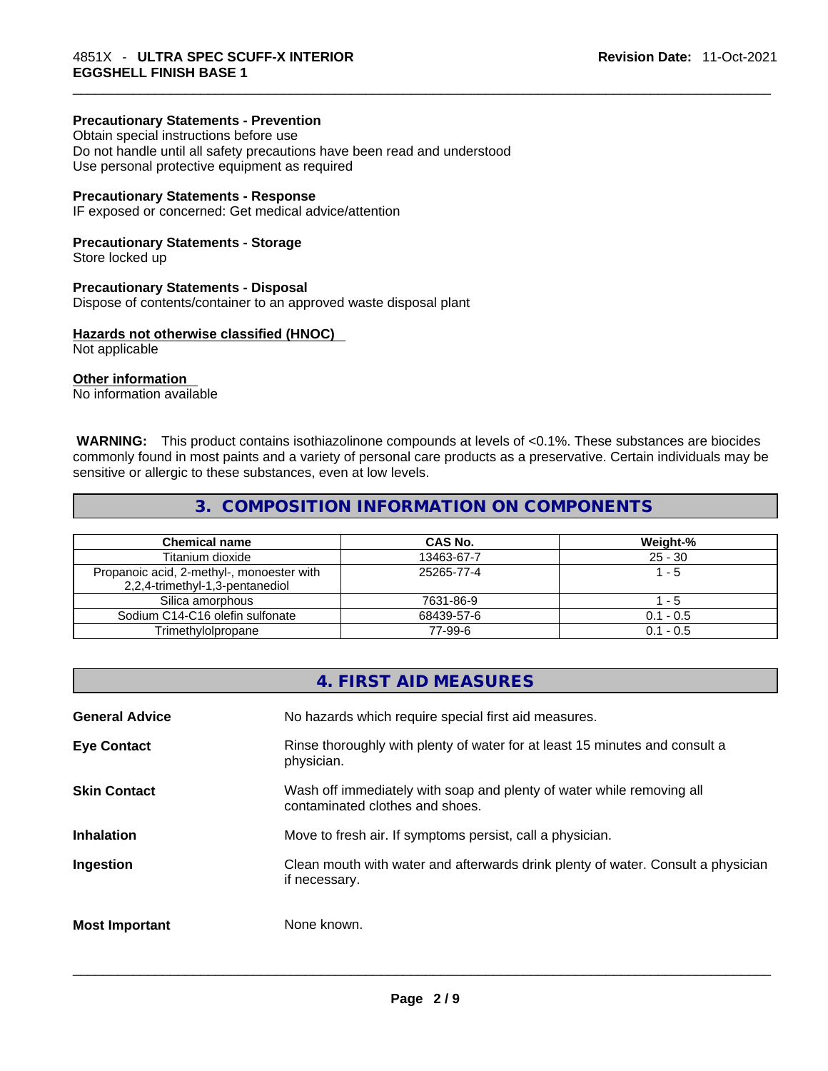**Precautionary Statements - Prevention**
Obtain special instructions before use
Do not handle until all safety precautions have been read and understood
Use personal protective equipment as required

**Precautionary Statements - Response**
IF exposed or concerned: Get medical advice/attention

**Precautionary Statements - Storage**
Store locked up

**Precautionary Statements - Disposal**
Dispose of contents/container to an approved waste disposal plant

**Hazards not otherwise classified (HNOC)**
Not applicable

**Other information**
No information available

**WARNING:** This product contains isothiazolinone compounds at levels of <0.1%. These substances are biocides commonly found in most paints and a variety of personal care products as a preservative. Certain individuals may be sensitive or allergic to these substances, even at low levels.

## 3. COMPOSITION INFORMATION ON COMPONENTS

| Chemical name | CAS No. | Weight-% |
| --- | --- | --- |
| Titanium dioxide | 13463-67-7 | 25 - 30 |
| Propanoic acid, 2-methyl-, monoester with 2,2,4-trimethyl-1,3-pentanediol | 25265-77-4 | 1 - 5 |
| Silica amorphous | 7631-86-9 | 1 - 5 |
| Sodium C14-C16 olefin sulfonate | 68439-57-6 | 0.1 - 0.5 |
| Trimethylolpropane | 77-99-6 | 0.1 - 0.5 |

## 4. FIRST AID MEASURES

**General Advice** No hazards which require special first aid measures.

**Eye Contact** Rinse thoroughly with plenty of water for at least 15 minutes and consult a physician.

**Skin Contact** Wash off immediately with soap and plenty of water while removing all contaminated clothes and shoes.

**Inhalation** Move to fresh air. If symptoms persist, call a physician.

**Ingestion** Clean mouth with water and afterwards drink plenty of water. Consult a physician if necessary.

**Most Important** None known.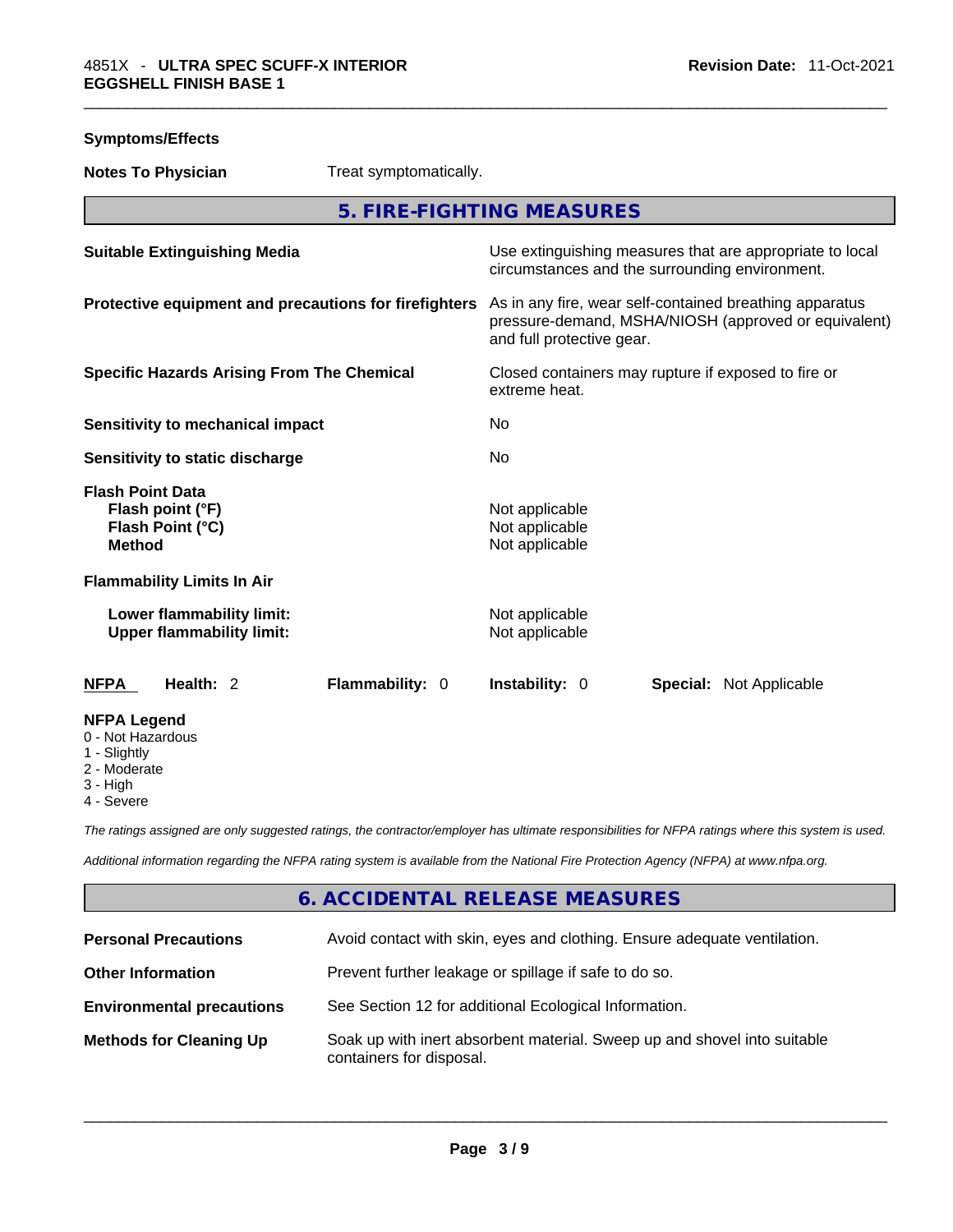**Symptoms/Effects**

**Notes To Physician** Treat symptomatically.

## 5. FIRE-FIGHTING MEASURES

| | |
|---|---|
| **Suitable Extinguishing Media** | Use extinguishing measures that are appropriate to local circumstances and the surrounding environment. |
| **Protective equipment and precautions for firefighters** | As in any fire, wear self-contained breathing apparatus pressure-demand, MSHA/NIOSH (approved or equivalent) and full protective gear. |
| **Specific Hazards Arising From The Chemical** | Closed containers may rupture if exposed to fire or extreme heat. |
| **Sensitivity to mechanical impact** | No |
| **Sensitivity to static discharge** | No |
| **Flash Point Data** | |
| **Flash point (°F)** | Not applicable |
| **Flash Point (°C)** | Not applicable |
| **Method** | Not applicable |
| **Flammability Limits In Air** | |
| **Lower flammability limit:** | Not applicable |
| **Upper flammability limit:** | Not applicable |

**NFPA** **Health:** 2 **Flammability:** 0 **Instability:** 0 **Special:** Not Applicable

**NFPA Legend**
- 0 - Not Hazardous
- 1 - Slightly
- 2 - Moderate
- 3 - High
- 4 - Severe

*The ratings assigned are only suggested ratings, the contractor/employer has ultimate responsibilities for NFPA ratings where this system is used.*

*Additional information regarding the NFPA rating system is available from the National Fire Protection Agency (NFPA) at www.nfpa.org.*

## 6. ACCIDENTAL RELEASE MEASURES

| | |
|---|---|
| **Personal Precautions** | Avoid contact with skin, eyes and clothing. Ensure adequate ventilation. |
| **Other Information** | Prevent further leakage or spillage if safe to do so. |
| **Environmental precautions** | See Section 12 for additional Ecological Information. |
| **Methods for Cleaning Up** | Soak up with inert absorbent material. Sweep up and shovel into suitable containers for disposal. |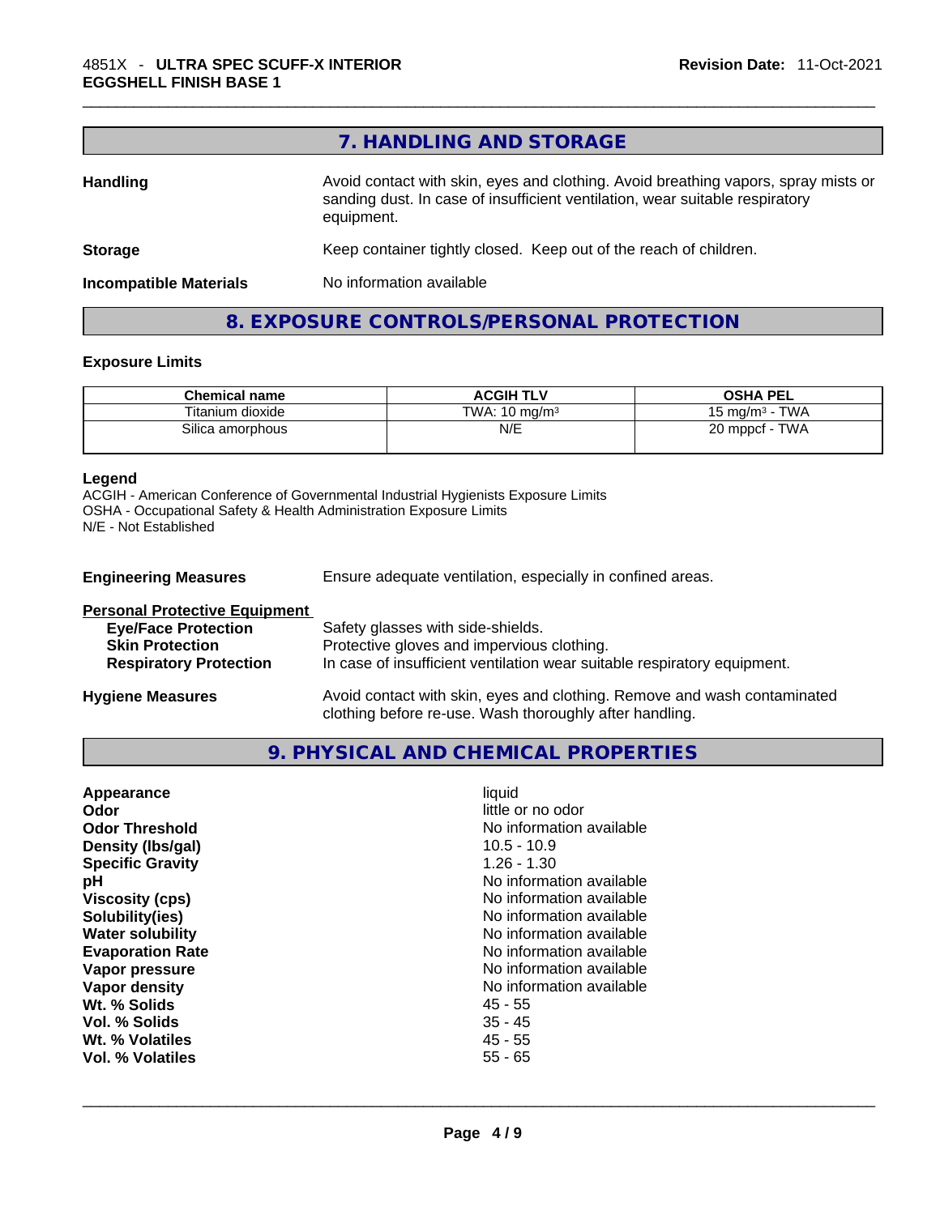## 7. HANDLING AND STORAGE

**Handling** Avoid contact with skin, eyes and clothing. Avoid breathing vapors, spray mists or sanding dust. In case of insufficient ventilation, wear suitable respiratory equipment.

**Storage** Keep container tightly closed. Keep out of the reach of children.

**Incompatible Materials** No information available

## 8. EXPOSURE CONTROLS/PERSONAL PROTECTION

### Exposure Limits

| Chemical name | ACGIH TLV | OSHA PEL |
|---|---|---|
| Titanium dioxide | TWA: 10 mg/m³ | 15 mg/m³ - TWA |
| Silica amorphous | N/E | 20 mppcf - TWA |

**Legend**
ACGIH - American Conference of Governmental Industrial Hygienists Exposure Limits
OSHA - Occupational Safety & Health Administration Exposure Limits
N/E - Not Established

**Engineering Measures** Ensure adequate ventilation, especially in confined areas.

**Personal Protective Equipment**
- **Eye/Face Protection** Safety glasses with side-shields.
- **Skin Protection** Protective gloves and impervious clothing.
- **Respiratory Protection** In case of insufficient ventilation wear suitable respiratory equipment.

**Hygiene Measures** Avoid contact with skin, eyes and clothing. Remove and wash contaminated clothing before re-use. Wash thoroughly after handling.

## 9. PHYSICAL AND CHEMICAL PROPERTIES

| | |
|---|---|
| **Appearance** | liquid |
| **Odor** | little or no odor |
| **Odor Threshold** | No information available |
| **Density (lbs/gal)** | 10.5 - 10.9 |
| **Specific Gravity** | 1.26 - 1.30 |
| **pH** | No information available |
| **Viscosity (cps)** | No information available |
| **Solubility(ies)** | No information available |
| **Water solubility** | No information available |
| **Evaporation Rate** | No information available |
| **Vapor pressure** | No information available |
| **Vapor density** | No information available |
| **Wt. % Solids** | 45 - 55 |
| **Vol. % Solids** | 35 - 45 |
| **Wt. % Volatiles** | 45 - 55 |
| **Vol. % Volatiles** | 55 - 65 |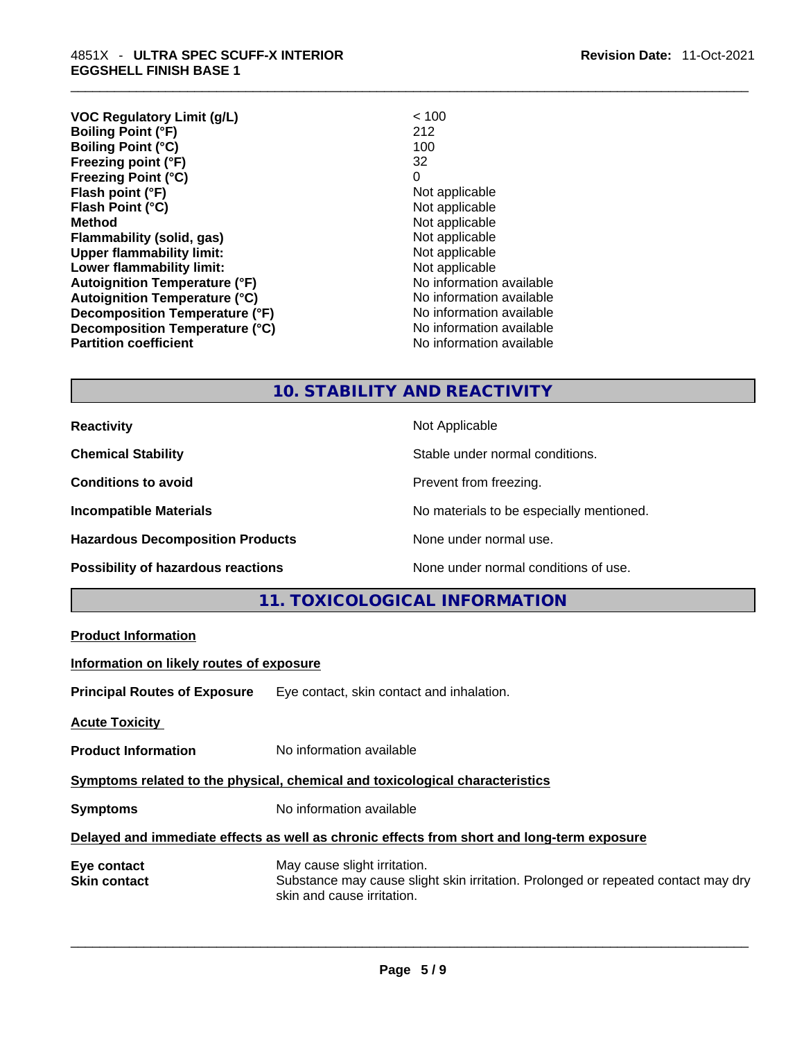| | |
|---|---|
| **VOC Regulatory Limit (g/L)** | < 100 |
| **Boiling Point (°F)** | 212 |
| **Boiling Point (°C)** | 100 |
| **Freezing point (°F)** | 32 |
| **Freezing Point (°C)** | 0 |
| **Flash point (°F)** | Not applicable |
| **Flash Point (°C)** | Not applicable |
| **Method** | Not applicable |
| **Flammability (solid, gas)** | Not applicable |
| **Upper flammability limit:** | Not applicable |
| **Lower flammability limit:** | Not applicable |
| **Autoignition Temperature (°F)** | No information available |
| **Autoignition Temperature (°C)** | No information available |
| **Decomposition Temperature (°F)** | No information available |
| **Decomposition Temperature (°C)** | No information available |
| **Partition coefficient** | No information available |

## 10. STABILITY AND REACTIVITY

| | |
|---|---|
| **Reactivity** | Not Applicable |
| **Chemical Stability** | Stable under normal conditions. |
| **Conditions to avoid** | Prevent from freezing. |
| **Incompatible Materials** | No materials to be especially mentioned. |
| **Hazardous Decomposition Products** | None under normal use. |
| **Possibility of hazardous reactions** | None under normal conditions of use. |

## 11. TOXICOLOGICAL INFORMATION

**Product Information**

**Information on likely routes of exposure**

**Principal Routes of Exposure** Eye contact, skin contact and inhalation.

**Acute Toxicity**

**Product Information** No information available

**Symptoms related to the physical, chemical and toxicological characteristics**

**Symptoms** No information available

**Delayed and immediate effects as well as chronic effects from short and long-term exposure**

| | |
|---|---|
| **Eye contact** | May cause slight irritation. |
| **Skin contact** | Substance may cause slight skin irritation. Prolonged or repeated contact may dry skin and cause irritation. |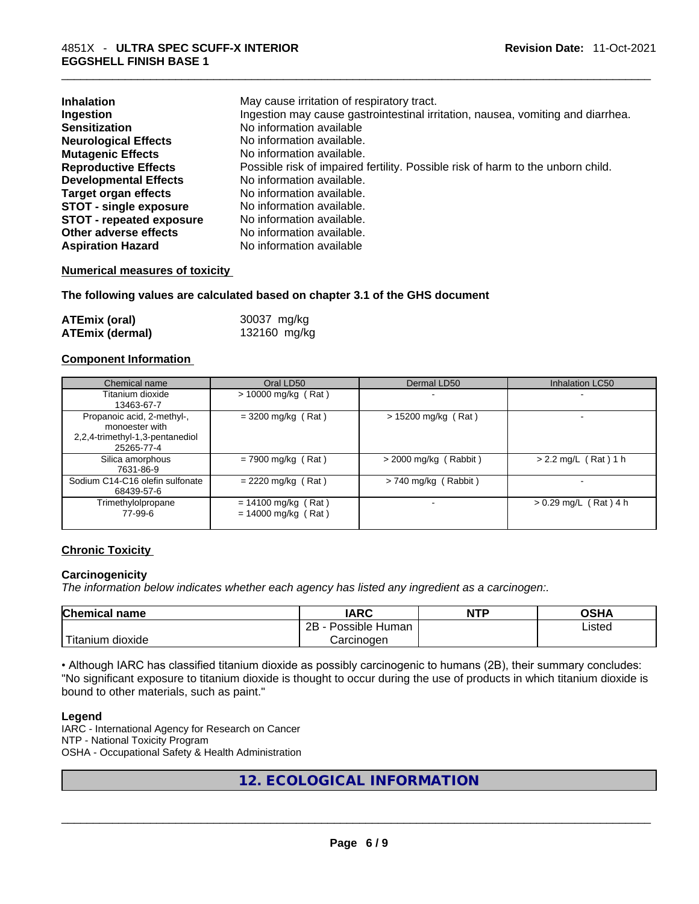| | |
|---|---|
| **Inhalation** | May cause irritation of respiratory tract. |
| **Ingestion** | Ingestion may cause gastrointestinal irritation, nausea, vomiting and diarrhea. |
| **Sensitization** | No information available |
| **Neurological Effects** | No information available. |
| **Mutagenic Effects** | No information available. |
| **Reproductive Effects** | Possible risk of impaired fertility. Possible risk of harm to the unborn child. |
| **Developmental Effects** | No information available. |
| **Target organ effects** | No information available. |
| **STOT - single exposure** | No information available. |
| **STOT - repeated exposure** | No information available. |
| **Other adverse effects** | No information available. |
| **Aspiration Hazard** | No information available |

**Numerical measures of toxicity**

**The following values are calculated based on chapter 3.1 of the GHS document**

| | |
|---|---|
| **ATEmix (oral)** | 30037 mg/kg |
| **ATEmix (dermal)** | 132160 mg/kg |

**Component Information**

| Chemical name | Oral LD50 | Dermal LD50 | Inhalation LC50 |
|---|---|---|---|
| Titanium dioxide 13463-67-7 | > 10000 mg/kg ( Rat ) | - | - |
| Propanoic acid, 2-methyl-, monoester with 2,2,4-trimethyl-1,3-pentanediol 25265-77-4 | = 3200 mg/kg ( Rat ) | > 15200 mg/kg ( Rat ) | - |
| Silica amorphous 7631-86-9 | = 7900 mg/kg ( Rat ) | > 2000 mg/kg ( Rabbit ) | > 2.2 mg/L ( Rat ) 1 h |
| Sodium C14-C16 olefin sulfonate 68439-57-6 | = 2220 mg/kg ( Rat ) | > 740 mg/kg ( Rabbit ) | - |
| Trimethylolpropane 77-99-6 | = 14100 mg/kg ( Rat ) = 14000 mg/kg ( Rat ) | - | > 0.29 mg/L ( Rat ) 4 h |

**Chronic Toxicity**

**Carcinogenicity**

*The information below indicates whether each agency has listed any ingredient as a carcinogen:.*

| Chemical name | IARC | NTP | OSHA |
|---|---|---|---|
| Titanium dioxide | 2B - Possible Human Carcinogen | | Listed |

• Although IARC has classified titanium dioxide as possibly carcinogenic to humans (2B), their summary concludes: "No significant exposure to titanium dioxide is thought to occur during the use of products in which titanium dioxide is bound to other materials, such as paint."

**Legend**

IARC - International Agency for Research on Cancer
NTP - National Toxicity Program
OSHA - Occupational Safety & Health Administration

## 12. ECOLOGICAL INFORMATION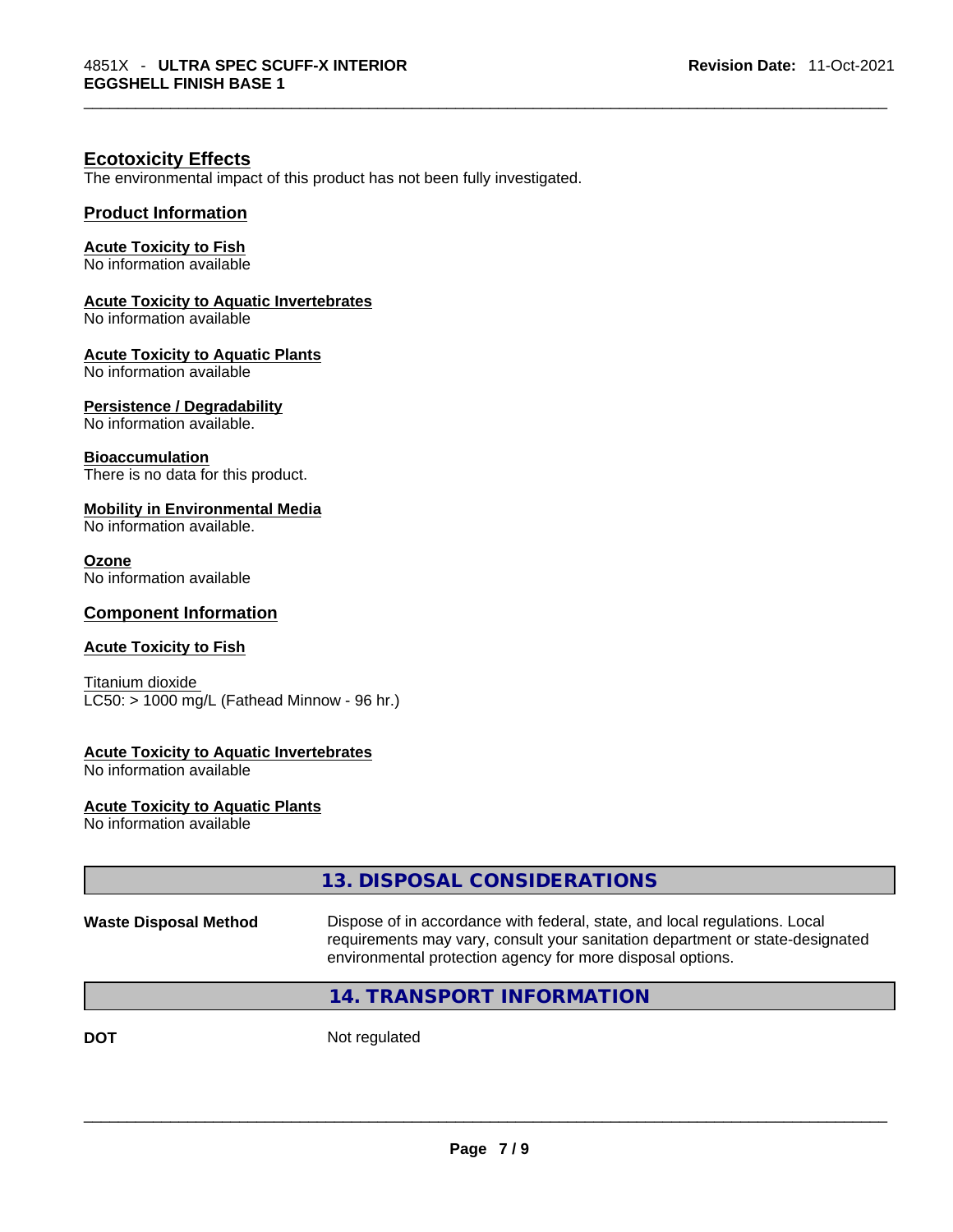## Ecotoxicity Effects

The environmental impact of this product has not been fully investigated.

### Product Information

**Acute Toxicity to Fish**
No information available

**Acute Toxicity to Aquatic Invertebrates**
No information available

**Acute Toxicity to Aquatic Plants**
No information available

**Persistence / Degradability**
No information available.

**Bioaccumulation**
There is no data for this product.

**Mobility in Environmental Media**
No information available.

**Ozone**
No information available

### Component Information

**Acute Toxicity to Fish**

Titanium dioxide
LC50: > 1000 mg/L (Fathead Minnow - 96 hr.)

**Acute Toxicity to Aquatic Invertebrates**
No information available

**Acute Toxicity to Aquatic Plants**
No information available

## 13. DISPOSAL CONSIDERATIONS

**Waste Disposal Method** Dispose of in accordance with federal, state, and local regulations. Local requirements may vary, consult your sanitation department or state-designated environmental protection agency for more disposal options.

## 14. TRANSPORT INFORMATION

**DOT** Not regulated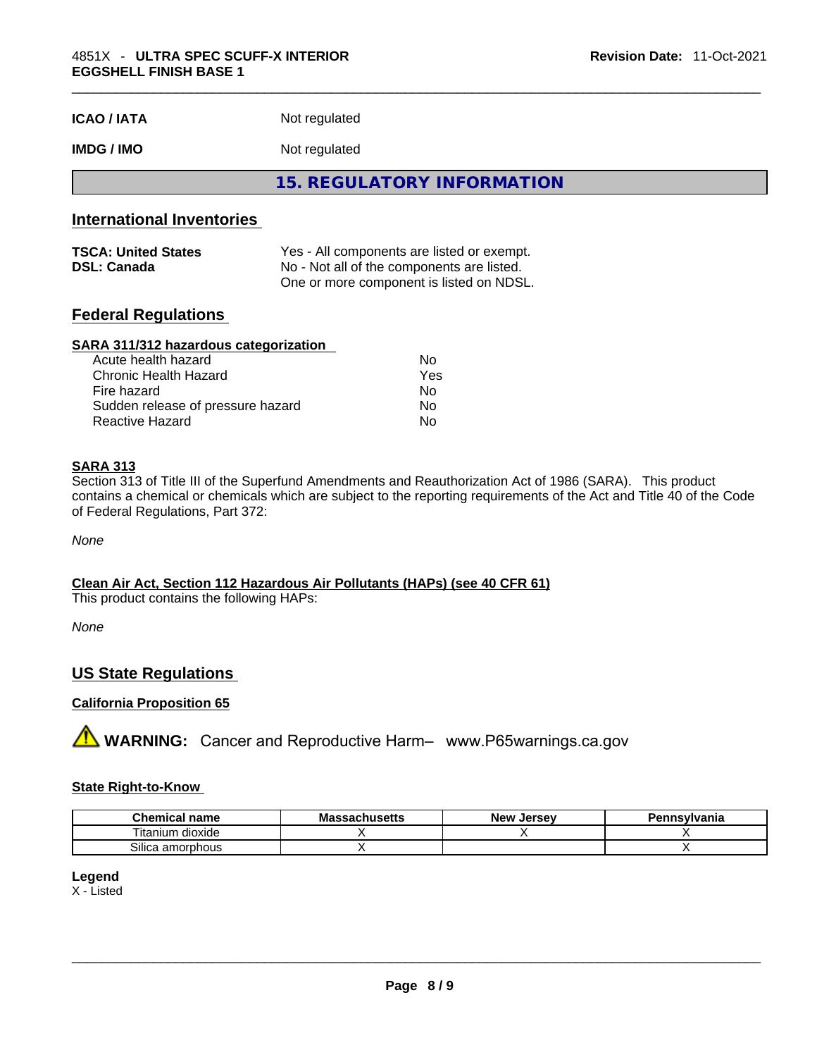| | |
|---|---|
| **ICAO / IATA** | Not regulated |
| **IMDG / IMO** | Not regulated |

## 15. REGULATORY INFORMATION

### International Inventories

| | |
|---|---|
| **TSCA: United States** | Yes - All components are listed or exempt. |
| **DSL: Canada** | No - Not all of the components are listed. One or more component is listed on NDSL. |

### Federal Regulations

**SARA 311/312 hazardous categorization**

| | |
|---|---|
| Acute health hazard | No |
| Chronic Health Hazard | Yes |
| Fire hazard | No |
| Sudden release of pressure hazard | No |
| Reactive Hazard | No |

**SARA 313**

Section 313 of Title III of the Superfund Amendments and Reauthorization Act of 1986 (SARA). This product contains a chemical or chemicals which are subject to the reporting requirements of the Act and Title 40 of the Code of Federal Regulations, Part 372:

*None*

**Clean Air Act, Section 112 Hazardous Air Pollutants (HAPs) (see 40 CFR 61)**

This product contains the following HAPs:

*None*

### US State Regulations

**California Proposition 65**

⚠ **WARNING:** Cancer and Reproductive Harm– www.P65warnings.ca.gov

**State Right-to-Know**

| Chemical name | Massachusetts | New Jersey | Pennsylvania |
|---|---|---|---|
| Titanium dioxide | X | X | X |
| Silica amorphous | X | | X |

**Legend**

X - Listed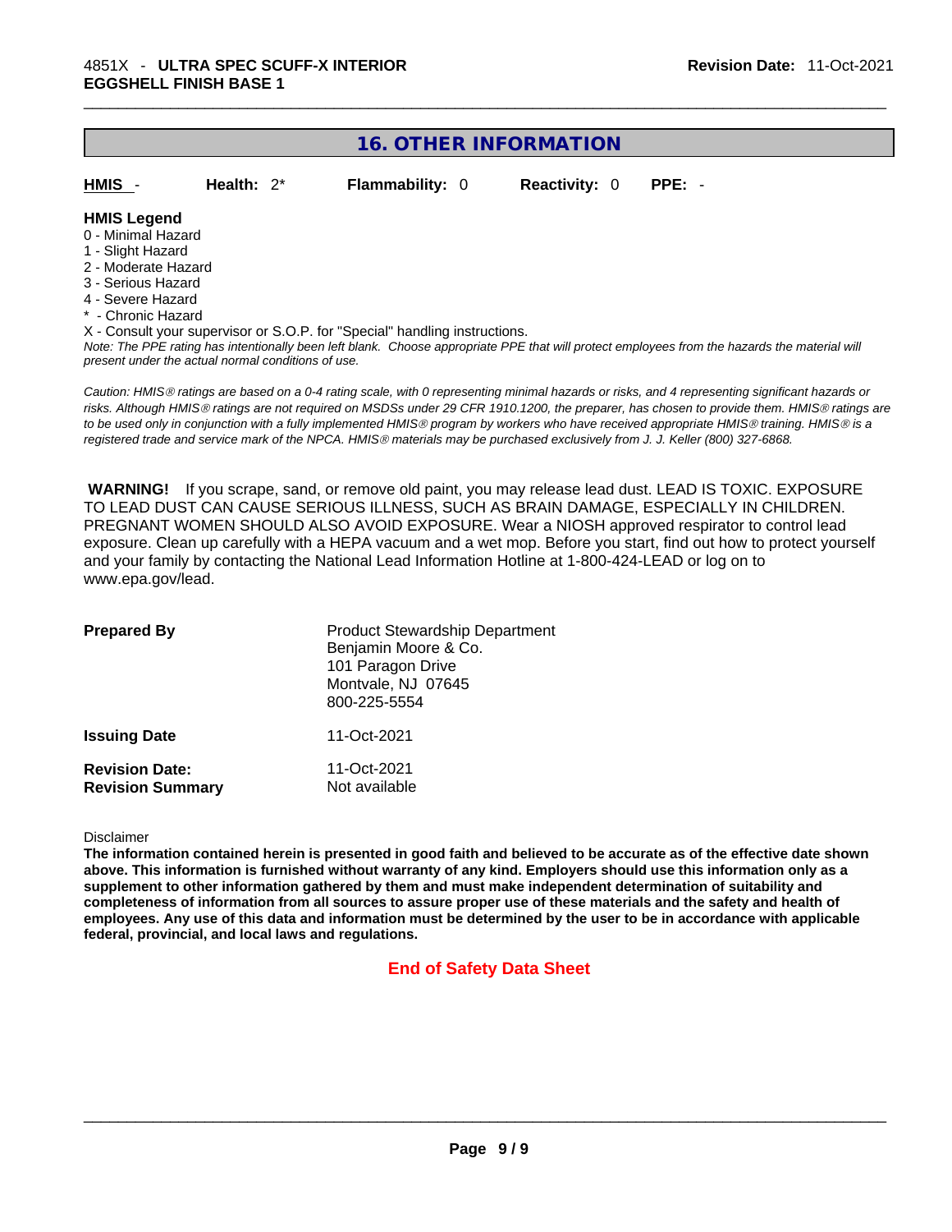## 16. OTHER INFORMATION

| | | | | |
|---|---|---|---|---|
| **HMIS** - | **Health:** 2* | **Flammability:** 0 | **Reactivity:** 0 | **PPE:** - |

**HMIS Legend**

0 - Minimal Hazard
1 - Slight Hazard
2 - Moderate Hazard
3 - Serious Hazard
4 - Severe Hazard
* - Chronic Hazard
X - Consult your supervisor or S.O.P. for "Special" handling instructions.

*Note: The PPE rating has intentionally been left blank. Choose appropriate PPE that will protect employees from the hazards the material will present under the actual normal conditions of use.*

*Caution: HMIS® ratings are based on a 0-4 rating scale, with 0 representing minimal hazards or risks, and 4 representing significant hazards or risks. Although HMIS® ratings are not required on MSDSs under 29 CFR 1910.1200, the preparer, has chosen to provide them. HMIS® ratings are to be used only in conjunction with a fully implemented HMIS® program by workers who have received appropriate HMIS® training. HMIS® is a registered trade and service mark of the NPCA. HMIS® materials may be purchased exclusively from J. J. Keller (800) 327-6868.*

**WARNING!** If you scrape, sand, or remove old paint, you may release lead dust. LEAD IS TOXIC. EXPOSURE TO LEAD DUST CAN CAUSE SERIOUS ILLNESS, SUCH AS BRAIN DAMAGE, ESPECIALLY IN CHILDREN. PREGNANT WOMEN SHOULD ALSO AVOID EXPOSURE. Wear a NIOSH approved respirator to control lead exposure. Clean up carefully with a HEPA vacuum and a wet mop. Before you start, find out how to protect yourself and your family by contacting the National Lead Information Hotline at 1-800-424-LEAD or log on to www.epa.gov/lead.

| | |
|---|---|
| **Prepared By** | Product Stewardship Department<br>Benjamin Moore & Co.<br>101 Paragon Drive<br>Montvale, NJ 07645<br>800-225-5554 |
| **Issuing Date** | 11-Oct-2021 |
| **Revision Date:** | 11-Oct-2021 |
| **Revision Summary** | Not available |

Disclaimer

**The information contained herein is presented in good faith and believed to be accurate as of the effective date shown above. This information is furnished without warranty of any kind. Employers should use this information only as a supplement to other information gathered by them and must make independent determination of suitability and completeness of information from all sources to assure proper use of these materials and the safety and health of employees. Any use of this data and information must be determined by the user to be in accordance with applicable federal, provincial, and local laws and regulations.**

**End of Safety Data Sheet**